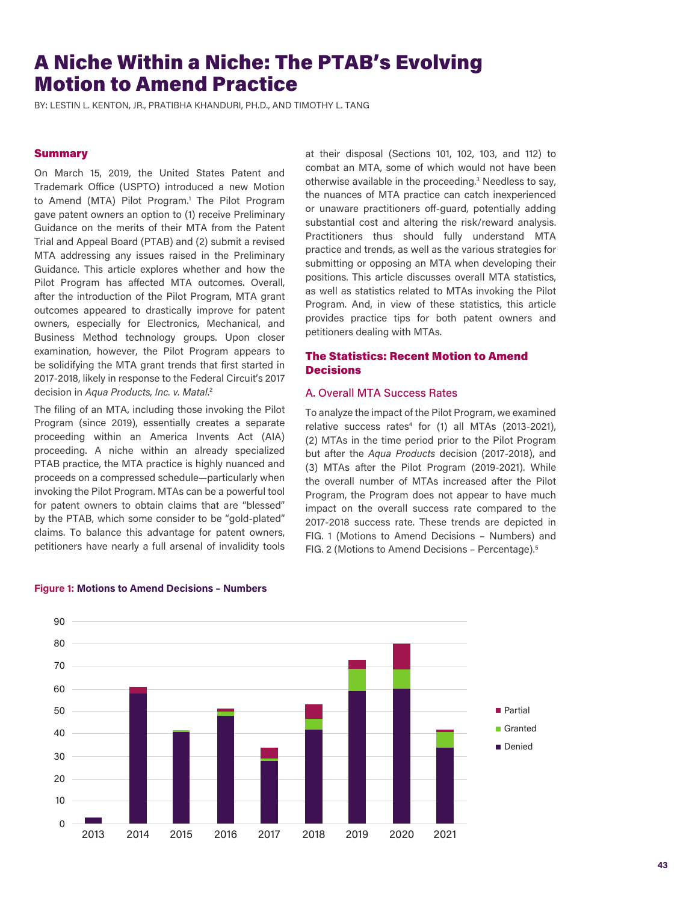# A Niche Within a Niche: The PTAB's Evolving Motion to Amend Practice

BY: LESTIN L. KENTON, JR., PRATIBHA KHANDURI, PH.D., AND TIMOTHY L. TANG

## Summary

On March 15, 2019, the United States Patent and Trademark Office (USPTO) introduced a new Motion to Amend (MTA) Pilot Program.[1] The Pilot Program gave patent owners an option to (1) receive Preliminary Guidance on the merits of their MTA from the Patent Trial and Appeal Board (PTAB) and (2) submit a revised MTA addressing any issues raised in the Preliminary Guidance. This article explores whether and how the Pilot Program has affected MTA outcomes. Overall, after the introduction of the Pilot Program, MTA grant outcomes appeared to drastically improve for patent owners, especially for Electronics, Mechanical, and Business Method technology groups. Upon closer examination, however, the Pilot Program appears to be solidifying the MTA grant trends that first started in 2017-2018, likely in response to the Federal Circuit's 2017 decision in *Aqua Products, Inc. v. Matal*.[2]

The filing of an MTA, including those invoking the Pilot Program (since 2019), essentially creates a separate proceeding within an America Invents Act (AIA) proceeding. A niche within an already specialized PTAB practice, the MTA practice is highly nuanced and proceeds on a compressed schedule—particularly when invoking the Pilot Program. MTAs can be a powerful tool for patent owners to obtain claims that are "blessed" by the PTAB, which some consider to be "gold-plated" claims. To balance this advantage for patent owners, petitioners have nearly a full arsenal of invalidity tools at their disposal (Sections 101, 102, 103, and 112) to combat an MTA, some of which would not have been otherwise available in the proceeding.[3] Needless to say, the nuances of MTA practice can catch inexperienced or unaware practitioners off-guard, potentially adding substantial cost and altering the risk/reward analysis. Practitioners thus should fully understand MTA practice and trends, as well as the various strategies for submitting or opposing an MTA when developing their positions. This article discusses overall MTA statistics, as well as statistics related to MTAs invoking the Pilot Program. And, in view of these statistics, this article provides practice tips for both patent owners and petitioners dealing with MTAs.

## The Statistics: Recent Motion to Amend Decisions

### A. Overall MTA Success Rates

To analyze the impact of the Pilot Program, we examined relative success rates[4] for (1) all MTAs (2013-2021), (2) MTAs in the time period prior to the Pilot Program but after the *Aqua Products* decision (2017-2018), and (3) MTAs after the Pilot Program (2019-2021). While the overall number of MTAs increased after the Pilot Program, the Program does not appear to have much impact on the overall success rate compared to the 2017-2018 success rate. These trends are depicted in FIG. 1 (Motions to Amend Decisions – Numbers) and FIG. 2 (Motions to Amend Decisions – Percentage).[5]

**Figure 1: Motions to Amend Decisions – Numbers**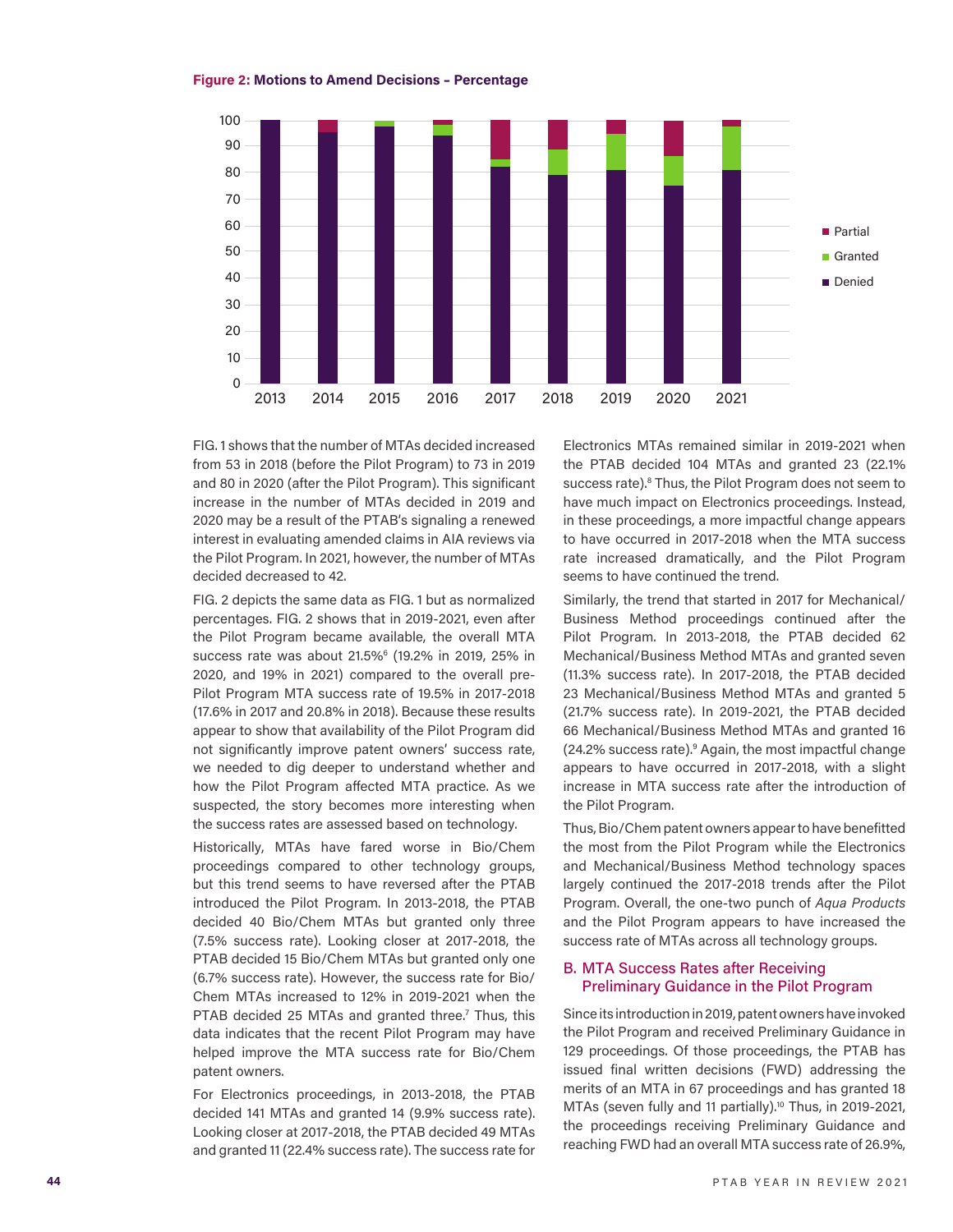**Figure 2: Motions to Amend Decisions – Percentage**

FIG. 1 shows that the number of MTAs decided increased from 53 in 2018 (before the Pilot Program) to 73 in 2019 and 80 in 2020 (after the Pilot Program). This significant increase in the number of MTAs decided in 2019 and 2020 may be a result of the PTAB's signaling a renewed interest in evaluating amended claims in AIA reviews via the Pilot Program. In 2021, however, the number of MTAs decided decreased to 42.

FIG. 2 depicts the same data as FIG. 1 but as normalized percentages. FIG. 2 shows that in 2019-2021, even after the Pilot Program became available, the overall MTA success rate was about 21.5%[6] (19.2% in 2019, 25% in 2020, and 19% in 2021) compared to the overall pre-Pilot Program MTA success rate of 19.5% in 2017-2018 (17.6% in 2017 and 20.8% in 2018). Because these results appear to show that availability of the Pilot Program did not significantly improve patent owners' success rate, we needed to dig deeper to understand whether and how the Pilot Program affected MTA practice. As we suspected, the story becomes more interesting when the success rates are assessed based on technology.

Historically, MTAs have fared worse in Bio/Chem proceedings compared to other technology groups, but this trend seems to have reversed after the PTAB introduced the Pilot Program. In 2013-2018, the PTAB decided 40 Bio/Chem MTAs but granted only three (7.5% success rate). Looking closer at 2017-2018, the PTAB decided 15 Bio/Chem MTAs but granted only one (6.7% success rate). However, the success rate for Bio/Chem MTAs increased to 12% in 2019-2021 when the PTAB decided 25 MTAs and granted three.[7] Thus, this data indicates that the recent Pilot Program may have helped improve the MTA success rate for Bio/Chem patent owners.

For Electronics proceedings, in 2013-2018, the PTAB decided 141 MTAs and granted 14 (9.9% success rate). Looking closer at 2017-2018, the PTAB decided 49 MTAs and granted 11 (22.4% success rate). The success rate for Electronics MTAs remained similar in 2019-2021 when the PTAB decided 104 MTAs and granted 23 (22.1% success rate).[8] Thus, the Pilot Program does not seem to have much impact on Electronics proceedings. Instead, in these proceedings, a more impactful change appears to have occurred in 2017-2018 when the MTA success rate increased dramatically, and the Pilot Program seems to have continued the trend.

Similarly, the trend that started in 2017 for Mechanical/Business Method proceedings continued after the Pilot Program. In 2013-2018, the PTAB decided 62 Mechanical/Business Method MTAs and granted seven (11.3% success rate). In 2017-2018, the PTAB decided 23 Mechanical/Business Method MTAs and granted 5 (21.7% success rate). In 2019-2021, the PTAB decided 66 Mechanical/Business Method MTAs and granted 16 (24.2% success rate).[9] Again, the most impactful change appears to have occurred in 2017-2018, with a slight increase in MTA success rate after the introduction of the Pilot Program.

Thus, Bio/Chem patent owners appear to have benefitted the most from the Pilot Program while the Electronics and Mechanical/Business Method technology spaces largely continued the 2017-2018 trends after the Pilot Program. Overall, the one-two punch of *Aqua Products* and the Pilot Program appears to have increased the success rate of MTAs across all technology groups.

### B. MTA Success Rates after Receiving Preliminary Guidance in the Pilot Program

Since its introduction in 2019, patent owners have invoked the Pilot Program and received Preliminary Guidance in 129 proceedings. Of those proceedings, the PTAB has issued final written decisions (FWD) addressing the merits of an MTA in 67 proceedings and has granted 18 MTAs (seven fully and 11 partially).[10] Thus, in 2019-2021, the proceedings receiving Preliminary Guidance and reaching FWD had an overall MTA success rate of 26.9%,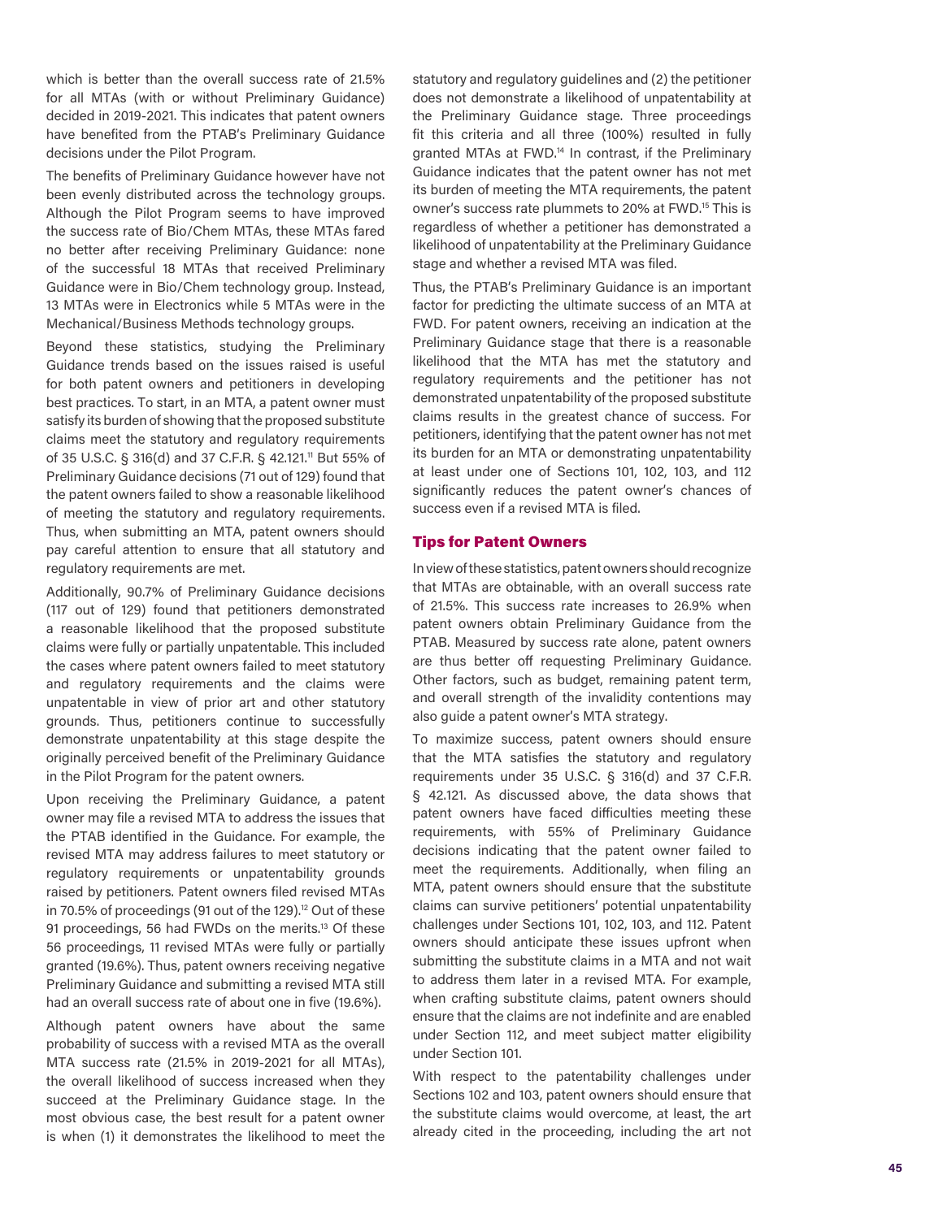which is better than the overall success rate of 21.5% for all MTAs (with or without Preliminary Guidance) decided in 2019-2021. This indicates that patent owners have benefited from the PTAB's Preliminary Guidance decisions under the Pilot Program.

The benefits of Preliminary Guidance however have not been evenly distributed across the technology groups. Although the Pilot Program seems to have improved the success rate of Bio/Chem MTAs, these MTAs fared no better after receiving Preliminary Guidance: none of the successful 18 MTAs that received Preliminary Guidance were in Bio/Chem technology group. Instead, 13 MTAs were in Electronics while 5 MTAs were in the Mechanical/Business Methods technology groups.

Beyond these statistics, studying the Preliminary Guidance trends based on the issues raised is useful for both patent owners and petitioners in developing best practices. To start, in an MTA, a patent owner must satisfy its burden of showing that the proposed substitute claims meet the statutory and regulatory requirements of 35 U.S.C. § 316(d) and 37 C.F.R. § 42.121.[11] But 55% of Preliminary Guidance decisions (71 out of 129) found that the patent owners failed to show a reasonable likelihood of meeting the statutory and regulatory requirements. Thus, when submitting an MTA, patent owners should pay careful attention to ensure that all statutory and regulatory requirements are met.

Additionally, 90.7% of Preliminary Guidance decisions (117 out of 129) found that petitioners demonstrated a reasonable likelihood that the proposed substitute claims were fully or partially unpatentable. This included the cases where patent owners failed to meet statutory and regulatory requirements and the claims were unpatentable in view of prior art and other statutory grounds. Thus, petitioners continue to successfully demonstrate unpatentability at this stage despite the originally perceived benefit of the Preliminary Guidance in the Pilot Program for the patent owners.

Upon receiving the Preliminary Guidance, a patent owner may file a revised MTA to address the issues that the PTAB identified in the Guidance. For example, the revised MTA may address failures to meet statutory or regulatory requirements or unpatentability grounds raised by petitioners. Patent owners filed revised MTAs in 70.5% of proceedings (91 out of the 129).[12] Out of these 91 proceedings, 56 had FWDs on the merits.[13] Of these 56 proceedings, 11 revised MTAs were fully or partially granted (19.6%). Thus, patent owners receiving negative Preliminary Guidance and submitting a revised MTA still had an overall success rate of about one in five (19.6%).

Although patent owners have about the same probability of success with a revised MTA as the overall MTA success rate (21.5% in 2019-2021 for all MTAs), the overall likelihood of success increased when they succeed at the Preliminary Guidance stage. In the most obvious case, the best result for a patent owner is when (1) it demonstrates the likelihood to meet the statutory and regulatory guidelines and (2) the petitioner does not demonstrate a likelihood of unpatentability at the Preliminary Guidance stage. Three proceedings fit this criteria and all three (100%) resulted in fully granted MTAs at FWD.[14] In contrast, if the Preliminary Guidance indicates that the patent owner has not met its burden of meeting the MTA requirements, the patent owner's success rate plummets to 20% at FWD.[15] This is regardless of whether a petitioner has demonstrated a likelihood of unpatentability at the Preliminary Guidance stage and whether a revised MTA was filed.

Thus, the PTAB's Preliminary Guidance is an important factor for predicting the ultimate success of an MTA at FWD. For patent owners, receiving an indication at the Preliminary Guidance stage that there is a reasonable likelihood that the MTA has met the statutory and regulatory requirements and the petitioner has not demonstrated unpatentability of the proposed substitute claims results in the greatest chance of success. For petitioners, identifying that the patent owner has not met its burden for an MTA or demonstrating unpatentability at least under one of Sections 101, 102, 103, and 112 significantly reduces the patent owner's chances of success even if a revised MTA is filed.

## Tips for Patent Owners

In view of these statistics, patent owners should recognize that MTAs are obtainable, with an overall success rate of 21.5%. This success rate increases to 26.9% when patent owners obtain Preliminary Guidance from the PTAB. Measured by success rate alone, patent owners are thus better off requesting Preliminary Guidance. Other factors, such as budget, remaining patent term, and overall strength of the invalidity contentions may also guide a patent owner's MTA strategy.

To maximize success, patent owners should ensure that the MTA satisfies the statutory and regulatory requirements under 35 U.S.C. § 316(d) and 37 C.F.R. § 42.121. As discussed above, the data shows that patent owners have faced difficulties meeting these requirements, with 55% of Preliminary Guidance decisions indicating that the patent owner failed to meet the requirements. Additionally, when filing an MTA, patent owners should ensure that the substitute claims can survive petitioners' potential unpatentability challenges under Sections 101, 102, 103, and 112. Patent owners should anticipate these issues upfront when submitting the substitute claims in a MTA and not wait to address them later in a revised MTA. For example, when crafting substitute claims, patent owners should ensure that the claims are not indefinite and are enabled under Section 112, and meet subject matter eligibility under Section 101.

With respect to the patentability challenges under Sections 102 and 103, patent owners should ensure that the substitute claims would overcome, at least, the art already cited in the proceeding, including the art not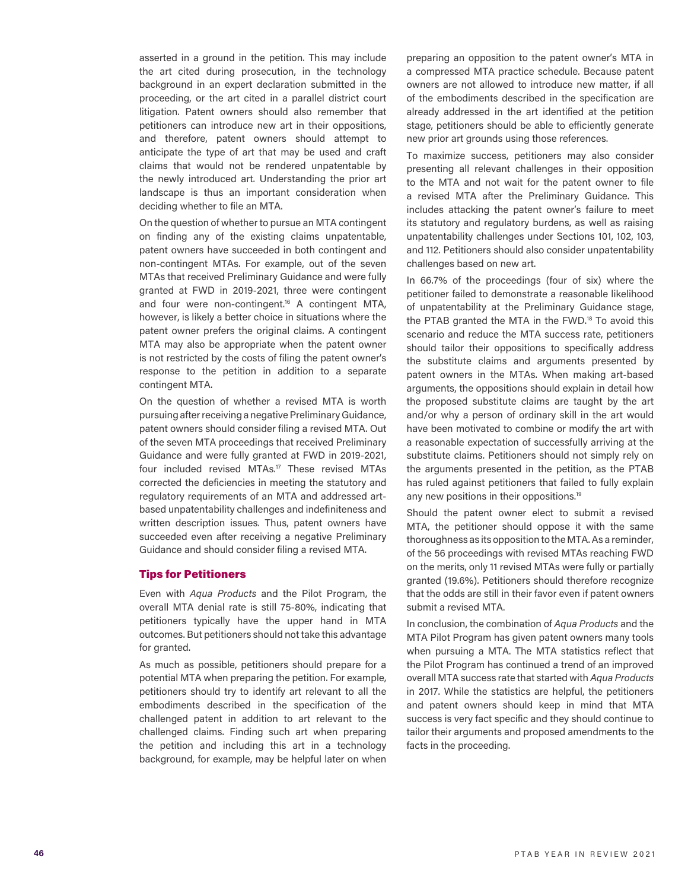asserted in a ground in the petition. This may include the art cited during prosecution, in the technology background in an expert declaration submitted in the proceeding, or the art cited in a parallel district court litigation. Patent owners should also remember that petitioners can introduce new art in their oppositions, and therefore, patent owners should attempt to anticipate the type of art that may be used and craft claims that would not be rendered unpatentable by the newly introduced art. Understanding the prior art landscape is thus an important consideration when deciding whether to file an MTA.

On the question of whether to pursue an MTA contingent on finding any of the existing claims unpatentable, patent owners have succeeded in both contingent and non-contingent MTAs. For example, out of the seven MTAs that received Preliminary Guidance and were fully granted at FWD in 2019-2021, three were contingent and four were non-contingent.[16] A contingent MTA, however, is likely a better choice in situations where the patent owner prefers the original claims. A contingent MTA may also be appropriate when the patent owner is not restricted by the costs of filing the patent owner's response to the petition in addition to a separate contingent MTA.

On the question of whether a revised MTA is worth pursuing after receiving a negative Preliminary Guidance, patent owners should consider filing a revised MTA. Out of the seven MTA proceedings that received Preliminary Guidance and were fully granted at FWD in 2019-2021, four included revised MTAs.[17] These revised MTAs corrected the deficiencies in meeting the statutory and regulatory requirements of an MTA and addressed art-based unpatentability challenges and indefiniteness and written description issues. Thus, patent owners have succeeded even after receiving a negative Preliminary Guidance and should consider filing a revised MTA.

## Tips for Petitioners

Even with *Aqua Products* and the Pilot Program, the overall MTA denial rate is still 75-80%, indicating that petitioners typically have the upper hand in MTA outcomes. But petitioners should not take this advantage for granted.

As much as possible, petitioners should prepare for a potential MTA when preparing the petition. For example, petitioners should try to identify art relevant to all the embodiments described in the specification of the challenged patent in addition to art relevant to the challenged claims. Finding such art when preparing the petition and including this art in a technology background, for example, may be helpful later on when preparing an opposition to the patent owner's MTA in a compressed MTA practice schedule. Because patent owners are not allowed to introduce new matter, if all of the embodiments described in the specification are already addressed in the art identified at the petition stage, petitioners should be able to efficiently generate new prior art grounds using those references.

To maximize success, petitioners may also consider presenting all relevant challenges in their opposition to the MTA and not wait for the patent owner to file a revised MTA after the Preliminary Guidance. This includes attacking the patent owner's failure to meet its statutory and regulatory burdens, as well as raising unpatentability challenges under Sections 101, 102, 103, and 112. Petitioners should also consider unpatentability challenges based on new art.

In 66.7% of the proceedings (four of six) where the petitioner failed to demonstrate a reasonable likelihood of unpatentability at the Preliminary Guidance stage, the PTAB granted the MTA in the FWD.[18] To avoid this scenario and reduce the MTA success rate, petitioners should tailor their oppositions to specifically address the substitute claims and arguments presented by patent owners in the MTAs. When making art-based arguments, the oppositions should explain in detail how the proposed substitute claims are taught by the art and/or why a person of ordinary skill in the art would have been motivated to combine or modify the art with a reasonable expectation of successfully arriving at the substitute claims. Petitioners should not simply rely on the arguments presented in the petition, as the PTAB has ruled against petitioners that failed to fully explain any new positions in their oppositions.[19]

Should the patent owner elect to submit a revised MTA, the petitioner should oppose it with the same thoroughness as its opposition to the MTA. As a reminder, of the 56 proceedings with revised MTAs reaching FWD on the merits, only 11 revised MTAs were fully or partially granted (19.6%). Petitioners should therefore recognize that the odds are still in their favor even if patent owners submit a revised MTA.

In conclusion, the combination of *Aqua Products* and the MTA Pilot Program has given patent owners many tools when pursuing a MTA. The MTA statistics reflect that the Pilot Program has continued a trend of an improved overall MTA success rate that started with *Aqua Products* in 2017. While the statistics are helpful, the petitioners and patent owners should keep in mind that MTA success is very fact specific and they should continue to tailor their arguments and proposed amendments to the facts in the proceeding.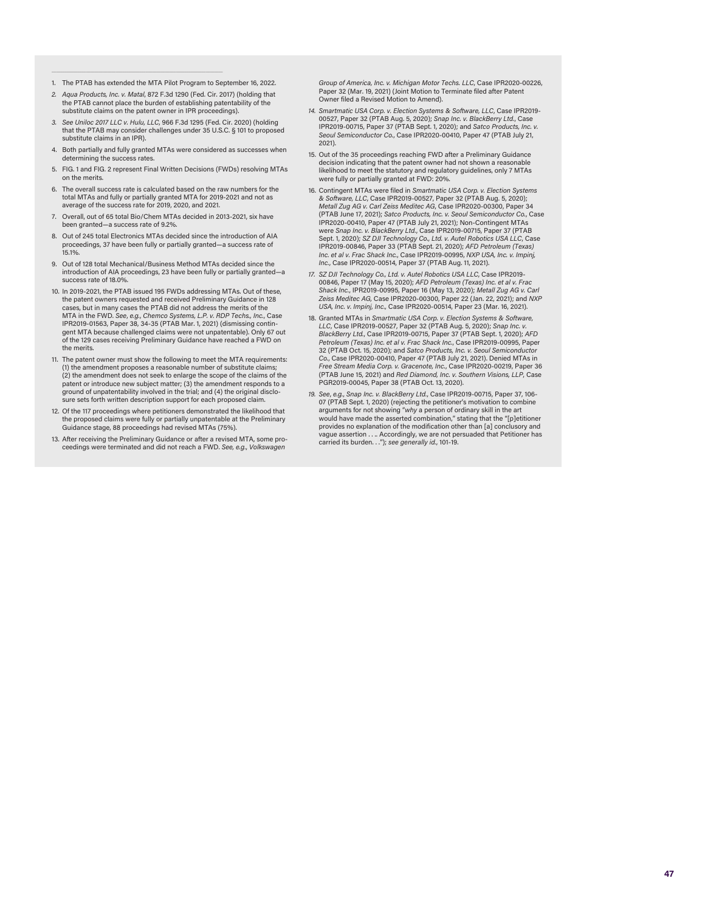1. The PTAB has extended the MTA Pilot Program to September 16, 2022.
2. *Aqua Products, Inc. v. Matal*, 872 F.3d 1290 (Fed. Cir. 2017) (holding that the PTAB cannot place the burden of establishing patentability of the substitute claims on the patent owner in IPR proceedings).
3. *See Uniloc 2017 LLC v. Hulu, LLC*, 966 F.3d 1295 (Fed. Cir. 2020) (holding that the PTAB may consider challenges under 35 U.S.C. § 101 to proposed substitute claims in an IPR).
4. Both partially and fully granted MTAs were considered as successes when determining the success rates.
5. FIG. 1 and FIG. 2 represent Final Written Decisions (FWDs) resolving MTAs on the merits.
6. The overall success rate is calculated based on the raw numbers for the total MTAs and fully or partially granted MTA for 2019-2021 and not as average of the success rate for 2019, 2020, and 2021.
7. Overall, out of 65 total Bio/Chem MTAs decided in 2013-2021, six have been granted—a success rate of 9.2%.
8. Out of 245 total Electronics MTAs decided since the introduction of AIA proceedings, 37 have been fully or partially granted—a success rate of 15.1%.
9. Out of 128 total Mechanical/Business Method MTAs decided since the introduction of AIA proceedings, 23 have been fully or partially granted—a success rate of 18.0%.
10. In 2019-2021, the PTAB issued 195 FWDs addressing MTAs. Out of these, the patent owners requested and received Preliminary Guidance in 128 cases, but in many cases the PTAB did not address the merits of the MTA in the FWD. *See, e.g., Chemco Systems, L.P. v. RDP Techs., Inc.*, Case IPR2019-01563, Paper 38, 34-35 (PTAB Mar. 1, 2021) (dismissing contingent MTA because challenged claims were not unpatentable). Only 67 out of the 129 cases receiving Preliminary Guidance have reached a FWD on the merits.
11. The patent owner must show the following to meet the MTA requirements: (1) the amendment proposes a reasonable number of substitute claims; (2) the amendment does not seek to enlarge the scope of the claims of the patent or introduce new subject matter; (3) the amendment responds to a ground of unpatentability involved in the trial; and (4) the original disclosure sets forth written description support for each proposed claim.
12. Of the 117 proceedings where petitioners demonstrated the likelihood that the proposed claims were fully or partially unpatentable at the Preliminary Guidance stage, 88 proceedings had revised MTAs (75%).
13. After receiving the Preliminary Guidance or after a revised MTA, some proceedings were terminated and did not reach a FWD. *See, e.g., Volkswagen Group of America, Inc. v. Michigan Motor Techs. LLC*, Case IPR2020-00226, Paper 32 (Mar. 19, 2021) (Joint Motion to Terminate filed after Patent Owner filed a Revised Motion to Amend).
14. *Smartmatic USA Corp. v. Election Systems & Software, LLC*, Case IPR2019-00527, Paper 32 (PTAB Aug. 5, 2020); *Snap Inc. v. BlackBerry Ltd.*, Case IPR2019-00715, Paper 37 (PTAB Sept. 1, 2020); and *Satco Products, Inc. v. Seoul Semiconductor Co.*, Case IPR2020-00410, Paper 47 (PTAB July 21, 2021).
15. Out of the 35 proceedings reaching FWD after a Preliminary Guidance decision indicating that the patent owner had not shown a reasonable likelihood to meet the statutory and regulatory guidelines, only 7 MTAs were fully or partially granted at FWD: 20%.
16. Contingent MTAs were filed in *Smartmatic USA Corp. v. Election Systems & Software, LLC*, Case IPR2019-00527, Paper 32 (PTAB Aug. 5, 2020); *Metall Zug AG v. Carl Zeiss Meditec AG*, Case IPR2020-00300, Paper 34 (PTAB June 17, 2021); *Satco Products, Inc. v. Seoul Semiconductor Co.*, Case IPR2020-00410, Paper 47 (PTAB July 21, 2021); Non-Contingent MTAs were *Snap Inc. v. BlackBerry Ltd.*, Case IPR2019-00715, Paper 37 (PTAB Sept. 1, 2020); *SZ DJI Technology Co., Ltd. v. Autel Robotics USA LLC*, Case IPR2019-00846, Paper 33 (PTAB Sept. 21, 2020); *AFD Petroleum (Texas) Inc. et al v. Frac Shack Inc.*, Case IPR2019-00995, *NXP USA, Inc. v. Impinj, Inc.*, Case IPR2020-00514, Paper 37 (PTAB Aug. 11, 2021).
17. *SZ DJI Technology Co., Ltd. v. Autel Robotics USA LLC*, Case IPR2019-00846, Paper 17 (May 15, 2020); *AFD Petroleum (Texas) Inc. et al v. Frac Shack Inc.*, IPR2019-00995, Paper 16 (May 13, 2020); *Metall Zug AG v. Carl Zeiss Meditec AG*, Case IPR2020-00300, Paper 22 (Jan. 22, 2021); and *NXP USA, Inc. v. Impinj, Inc.*, Case IPR2020-00514, Paper 23 (Mar. 16, 2021).
18. Granted MTAs in *Smartmatic USA Corp. v. Election Systems & Software, LLC*, Case IPR2019-00527, Paper 32 (PTAB Aug. 5, 2020); *Snap Inc. v. BlackBerry Ltd.*, Case IPR2019-00715, Paper 37 (PTAB Sept. 1, 2020); *AFD Petroleum (Texas) Inc. et al v. Frac Shack Inc.*, Case IPR2019-00995, Paper 32 (PTAB Oct. 15, 2020); and *Satco Products, Inc. v. Seoul Semiconductor Co.*, Case IPR2020-00410, Paper 47 (PTAB July 21, 2021). Denied MTAs in *Free Stream Media Corp. v. Gracenote, Inc.*, Case IPR2020-00219, Paper 36 (PTAB June 15, 2021) and *Red Diamond, Inc. v. Southern Visions, LLP*, Case PGR2019-00045, Paper 38 (PTAB Oct. 13, 2020).
19. *See, e.g., Snap Inc. v. BlackBerry Ltd.*, Case IPR2019-00715, Paper 37, 106-07 (PTAB Sept. 1, 2020) (rejecting the petitioner's motivation to combine arguments for not showing "*why* a person of ordinary skill in the art would have made the asserted combination," stating that the "[p]etitioner provides no explanation of the modification other than [a] conclusory and vague assertion . . .. Accordingly, we are not persuaded that Petitioner has carried its burden. . ."); *see generally id.*, 101-19.